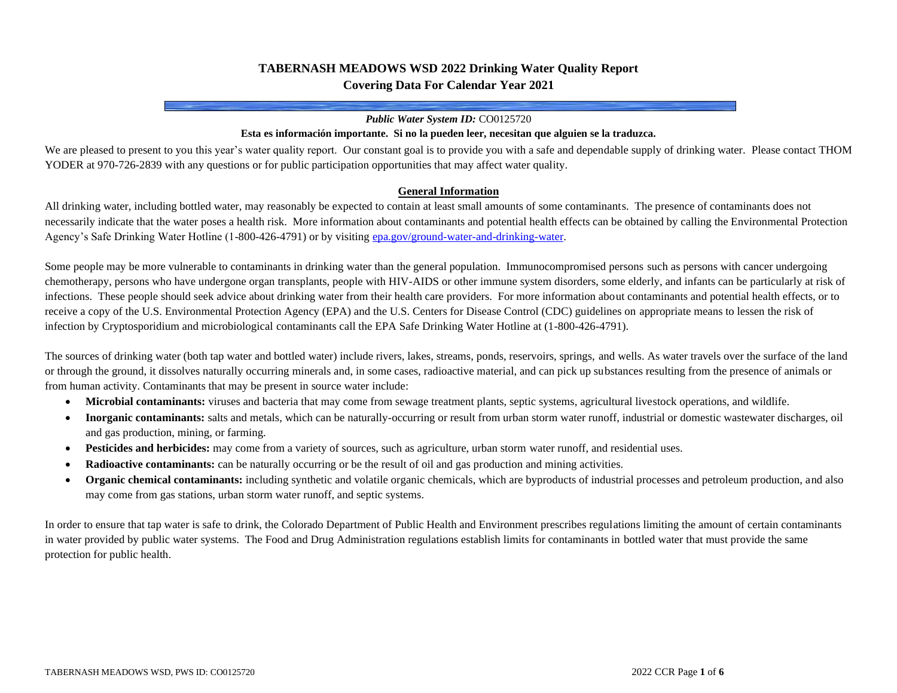# TABERNASH MEADOWS WSD 2022 Drinking Water Quality Report
## Covering Data For Calendar Year 2021

***Public Water System ID:*** CO0125720

**Esta es información importante. Si no la pueden leer, necesitan que alguien se la traduzca.**

We are pleased to present to you this year's water quality report. Our constant goal is to provide you with a safe and dependable supply of drinking water. Please contact THOM YODER at 970-726-2839 with any questions or for public participation opportunities that may affect water quality.

### General Information

All drinking water, including bottled water, may reasonably be expected to contain at least small amounts of some contaminants. The presence of contaminants does not necessarily indicate that the water poses a health risk. More information about contaminants and potential health effects can be obtained by calling the Environmental Protection Agency's Safe Drinking Water Hotline (1-800-426-4791) or by visiting [epa.gov/ground-water-and-drinking-water](epa.gov/ground-water-and-drinking-water).

Some people may be more vulnerable to contaminants in drinking water than the general population. Immunocompromised persons such as persons with cancer undergoing chemotherapy, persons who have undergone organ transplants, people with HIV-AIDS or other immune system disorders, some elderly, and infants can be particularly at risk of infections. These people should seek advice about drinking water from their health care providers. For more information about contaminants and potential health effects, or to receive a copy of the U.S. Environmental Protection Agency (EPA) and the U.S. Centers for Disease Control (CDC) guidelines on appropriate means to lessen the risk of infection by Cryptosporidium and microbiological contaminants call the EPA Safe Drinking Water Hotline at (1-800-426-4791).

The sources of drinking water (both tap water and bottled water) include rivers, lakes, streams, ponds, reservoirs, springs, and wells. As water travels over the surface of the land or through the ground, it dissolves naturally occurring minerals and, in some cases, radioactive material, and can pick up substances resulting from the presence of animals or from human activity. Contaminants that may be present in source water include:

- **Microbial contaminants:** viruses and bacteria that may come from sewage treatment plants, septic systems, agricultural livestock operations, and wildlife.
- **Inorganic contaminants:** salts and metals, which can be naturally-occurring or result from urban storm water runoff, industrial or domestic wastewater discharges, oil and gas production, mining, or farming.
- **Pesticides and herbicides:** may come from a variety of sources, such as agriculture, urban storm water runoff, and residential uses.
- **Radioactive contaminants:** can be naturally occurring or be the result of oil and gas production and mining activities.
- **Organic chemical contaminants:** including synthetic and volatile organic chemicals, which are byproducts of industrial processes and petroleum production, and also may come from gas stations, urban storm water runoff, and septic systems.

In order to ensure that tap water is safe to drink, the Colorado Department of Public Health and Environment prescribes regulations limiting the amount of certain contaminants in water provided by public water systems. The Food and Drug Administration regulations establish limits for contaminants in bottled water that must provide the same protection for public health.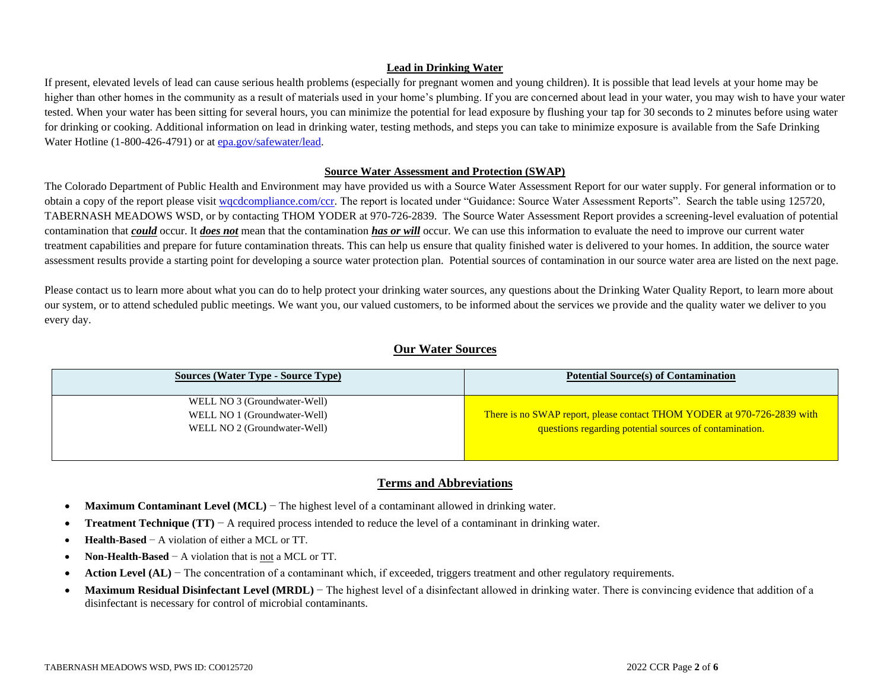## Lead in Drinking Water

If present, elevated levels of lead can cause serious health problems (especially for pregnant women and young children). It is possible that lead levels at your home may be higher than other homes in the community as a result of materials used in your home's plumbing. If you are concerned about lead in your water, you may wish to have your water tested. When your water has been sitting for several hours, you can minimize the potential for lead exposure by flushing your tap for 30 seconds to 2 minutes before using water for drinking or cooking. Additional information on lead in drinking water, testing methods, and steps you can take to minimize exposure is available from the Safe Drinking Water Hotline (1-800-426-4791) or at epa.gov/safewater/lead.

## Source Water Assessment and Protection (SWAP)

The Colorado Department of Public Health and Environment may have provided us with a Source Water Assessment Report for our water supply. For general information or to obtain a copy of the report please visit wqcdcompliance.com/ccr. The report is located under "Guidance: Source Water Assessment Reports". Search the table using 125720, TABERNASH MEADOWS WSD, or by contacting THOM YODER at 970-726-2839. The Source Water Assessment Report provides a screening-level evaluation of potential contamination that ***could*** occur. It ***does not*** mean that the contamination ***has or will*** occur. We can use this information to evaluate the need to improve our current water treatment capabilities and prepare for future contamination threats. This can help us ensure that quality finished water is delivered to your homes. In addition, the source water assessment results provide a starting point for developing a source water protection plan. Potential sources of contamination in our source water area are listed on the next page.

Please contact us to learn more about what you can do to help protect your drinking water sources, any questions about the Drinking Water Quality Report, to learn more about our system, or to attend scheduled public meetings. We want you, our valued customers, to be informed about the services we provide and the quality water we deliver to you every day.

## Our Water Sources

| Sources (Water Type - Source Type) | Potential Source(s) of Contamination |
|---|---|
| WELL NO 3 (Groundwater-Well)<br>WELL NO 1 (Groundwater-Well)<br>WELL NO 2 (Groundwater-Well) | There is no SWAP report, please contact THOM YODER at 970-726-2839 with questions regarding potential sources of contamination. |

## Terms and Abbreviations

- **Maximum Contaminant Level (MCL)** − The highest level of a contaminant allowed in drinking water.
- **Treatment Technique (TT)** − A required process intended to reduce the level of a contaminant in drinking water.
- **Health-Based** − A violation of either a MCL or TT.
- **Non-Health-Based** − A violation that is not a MCL or TT.
- **Action Level (AL)** − The concentration of a contaminant which, if exceeded, triggers treatment and other regulatory requirements.
- **Maximum Residual Disinfectant Level (MRDL)** − The highest level of a disinfectant allowed in drinking water. There is convincing evidence that addition of a disinfectant is necessary for control of microbial contaminants.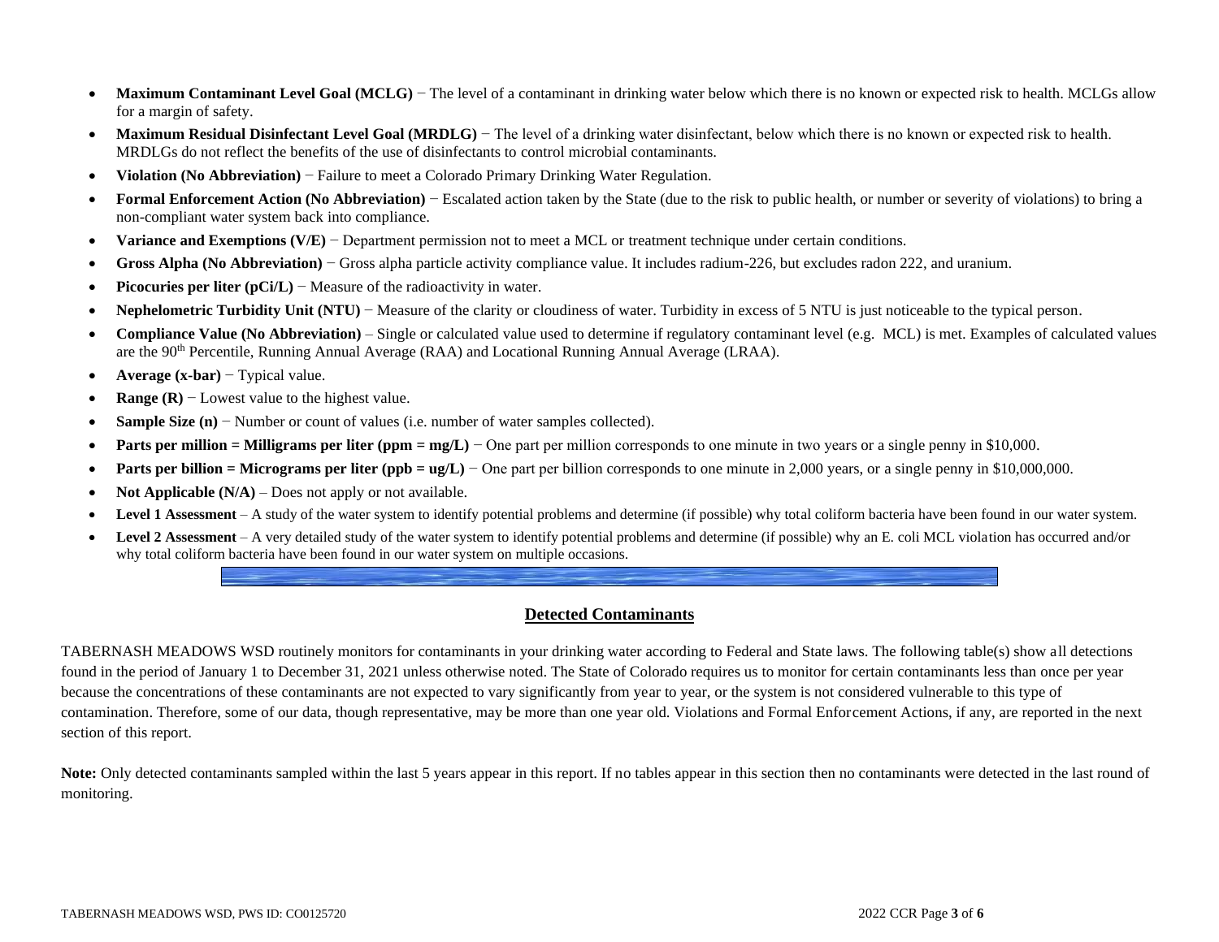- **Maximum Contaminant Level Goal (MCLG)** − The level of a contaminant in drinking water below which there is no known or expected risk to health. MCLGs allow for a margin of safety.
- **Maximum Residual Disinfectant Level Goal (MRDLG)** − The level of a drinking water disinfectant, below which there is no known or expected risk to health. MRDLGs do not reflect the benefits of the use of disinfectants to control microbial contaminants.
- **Violation (No Abbreviation)** − Failure to meet a Colorado Primary Drinking Water Regulation.
- **Formal Enforcement Action (No Abbreviation)** − Escalated action taken by the State (due to the risk to public health, or number or severity of violations) to bring a non-compliant water system back into compliance.
- **Variance and Exemptions (V/E)** − Department permission not to meet a MCL or treatment technique under certain conditions.
- **Gross Alpha (No Abbreviation)** − Gross alpha particle activity compliance value. It includes radium-226, but excludes radon 222, and uranium.
- **Picocuries per liter (pCi/L)** − Measure of the radioactivity in water.
- **Nephelometric Turbidity Unit (NTU)** − Measure of the clarity or cloudiness of water. Turbidity in excess of 5 NTU is just noticeable to the typical person.
- **Compliance Value (No Abbreviation)** – Single or calculated value used to determine if regulatory contaminant level (e.g. MCL) is met. Examples of calculated values are the 90th Percentile, Running Annual Average (RAA) and Locational Running Annual Average (LRAA).
- **Average (x-bar)** − Typical value.
- **Range (R)** − Lowest value to the highest value.
- **Sample Size (n)** − Number or count of values (i.e. number of water samples collected).
- **Parts per million = Milligrams per liter (ppm = mg/L)** − One part per million corresponds to one minute in two years or a single penny in $10,000.
- **Parts per billion = Micrograms per liter (ppb = ug/L)** − One part per billion corresponds to one minute in 2,000 years, or a single penny in $10,000,000.
- **Not Applicable (N/A)** – Does not apply or not available.
- **Level 1 Assessment** – A study of the water system to identify potential problems and determine (if possible) why total coliform bacteria have been found in our water system.
- **Level 2 Assessment** – A very detailed study of the water system to identify potential problems and determine (if possible) why an E. coli MCL violation has occurred and/or why total coliform bacteria have been found in our water system on multiple occasions.

## Detected Contaminants

TABERNASH MEADOWS WSD routinely monitors for contaminants in your drinking water according to Federal and State laws. The following table(s) show all detections found in the period of January 1 to December 31, 2021 unless otherwise noted. The State of Colorado requires us to monitor for certain contaminants less than once per year because the concentrations of these contaminants are not expected to vary significantly from year to year, or the system is not considered vulnerable to this type of contamination. Therefore, some of our data, though representative, may be more than one year old. Violations and Formal Enforcement Actions, if any, are reported in the next section of this report.

**Note:** Only detected contaminants sampled within the last 5 years appear in this report. If no tables appear in this section then no contaminants were detected in the last round of monitoring.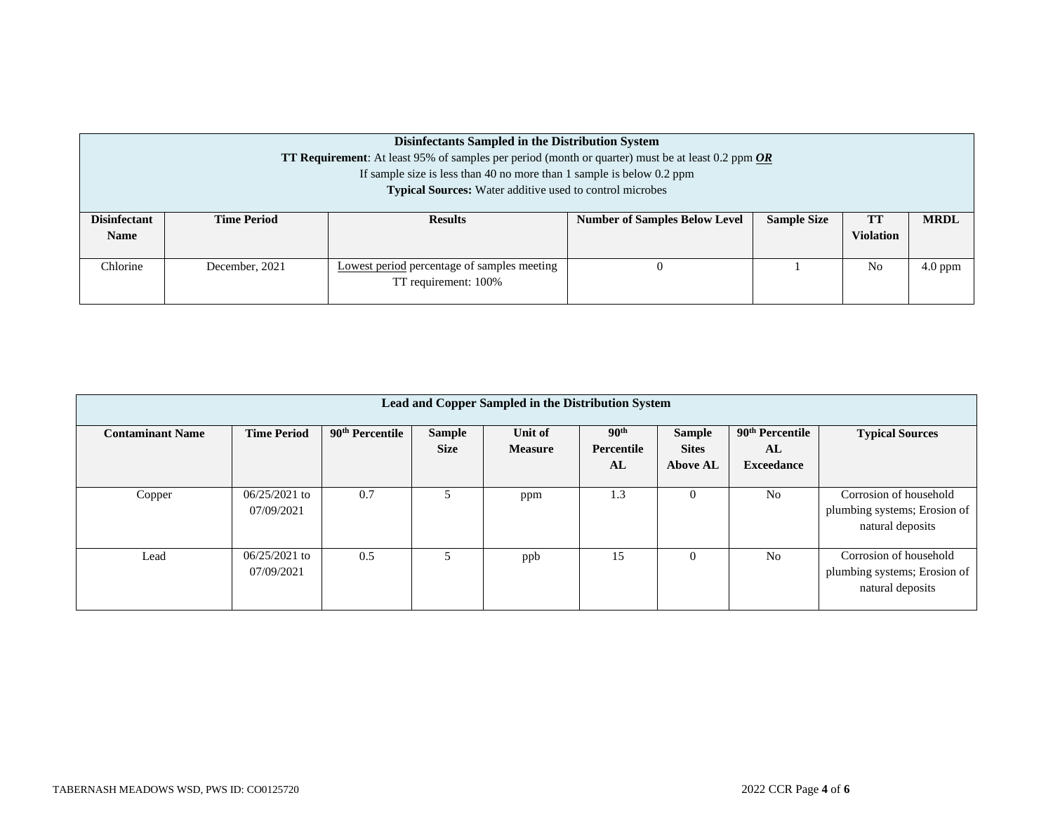| **Disinfectants Sampled in the Distribution System**<br>**TT Requirement**: At least 95% of samples per period (month or quarter) must be at least 0.2 ppm ***OR***<br>If sample size is less than 40 no more than 1 sample is below 0.2 ppm<br>**Typical Sources:** Water additive used to control microbes | | | | | | |
|---|---|---|---|---|---|---|
| **Disinfectant Name** | **Time Period** | **Results** | **Number of Samples Below Level** | **Sample Size** | **TT Violation** | **MRDL** |
| Chlorine | December, 2021 | Lowest period percentage of samples meeting TT requirement: 100% | 0 | 1 | No | 4.0 ppm |

| **Lead and Copper Sampled in the Distribution System** | | | | | | | | |
|---|---|---|---|---|---|---|---|---|
| **Contaminant Name** | **Time Period** | **90th Percentile** | **Sample Size** | **Unit of Measure** | **90th Percentile AL** | **Sample Sites Above AL** | **90th Percentile AL Exceedance** | **Typical Sources** |
| Copper | 06/25/2021 to 07/09/2021 | 0.7 | 5 | ppm | 1.3 | 0 | No | Corrosion of household plumbing systems; Erosion of natural deposits |
| Lead | 06/25/2021 to 07/09/2021 | 0.5 | 5 | ppb | 15 | 0 | No | Corrosion of household plumbing systems; Erosion of natural deposits |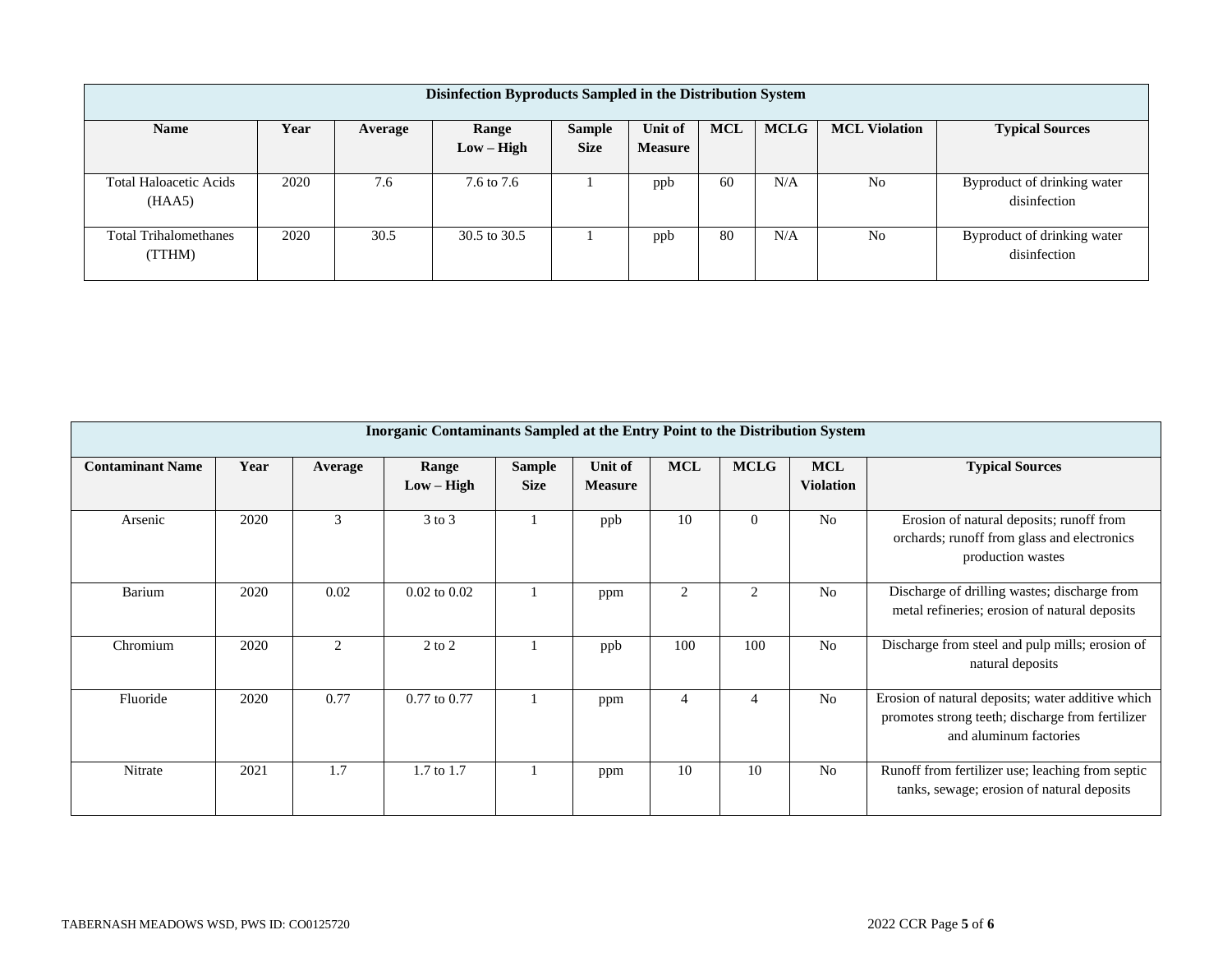| Disinfection Byproducts Sampled in the Distribution System | | | | | | | | | |
|---|---|---|---|---|---|---|---|---|---|
| **Name** | **Year** | **Average** | **Range Low – High** | **Sample Size** | **Unit of Measure** | **MCL** | **MCLG** | **MCL Violation** | **Typical Sources** |
| Total Haloacetic Acids (HAA5) | 2020 | 7.6 | 7.6 to 7.6 | 1 | ppb | 60 | N/A | No | Byproduct of drinking water disinfection |
| Total Trihalomethanes (TTHM) | 2020 | 30.5 | 30.5 to 30.5 | 1 | ppb | 80 | N/A | No | Byproduct of drinking water disinfection |

| Inorganic Contaminants Sampled at the Entry Point to the Distribution System | | | | | | | | | |
|---|---|---|---|---|---|---|---|---|---|
| **Contaminant Name** | **Year** | **Average** | **Range Low – High** | **Sample Size** | **Unit of Measure** | **MCL** | **MCLG** | **MCL Violation** | **Typical Sources** |
| Arsenic | 2020 | 3 | 3 to 3 | 1 | ppb | 10 | 0 | No | Erosion of natural deposits; runoff from orchards; runoff from glass and electronics production wastes |
| Barium | 2020 | 0.02 | 0.02 to 0.02 | 1 | ppm | 2 | 2 | No | Discharge of drilling wastes; discharge from metal refineries; erosion of natural deposits |
| Chromium | 2020 | 2 | 2 to 2 | 1 | ppb | 100 | 100 | No | Discharge from steel and pulp mills; erosion of natural deposits |
| Fluoride | 2020 | 0.77 | 0.77 to 0.77 | 1 | ppm | 4 | 4 | No | Erosion of natural deposits; water additive which promotes strong teeth; discharge from fertilizer and aluminum factories |
| Nitrate | 2021 | 1.7 | 1.7 to 1.7 | 1 | ppm | 10 | 10 | No | Runoff from fertilizer use; leaching from septic tanks, sewage; erosion of natural deposits |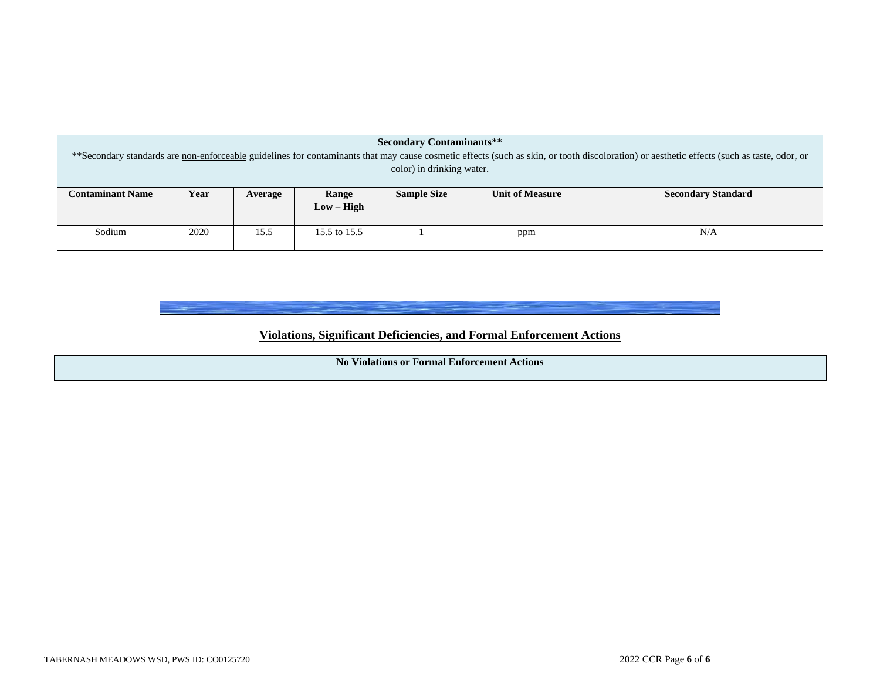| **Secondary Contaminants**<br>**Secondary standards are non-enforceable guidelines for contaminants that may cause cosmetic effects (such as skin, or tooth discoloration) or aesthetic effects (such as taste, odor, or color) in drinking water. | | | | | | |
|---|---|---|---|---|---|---|
| **Contaminant Name** | **Year** | **Average** | **Range Low – High** | **Sample Size** | **Unit of Measure** | **Secondary Standard** |
| Sodium | 2020 | 15.5 | 15.5 to 15.5 | 1 | ppm | N/A |

## Violations, Significant Deficiencies, and Formal Enforcement Actions

**No Violations or Formal Enforcement Actions**